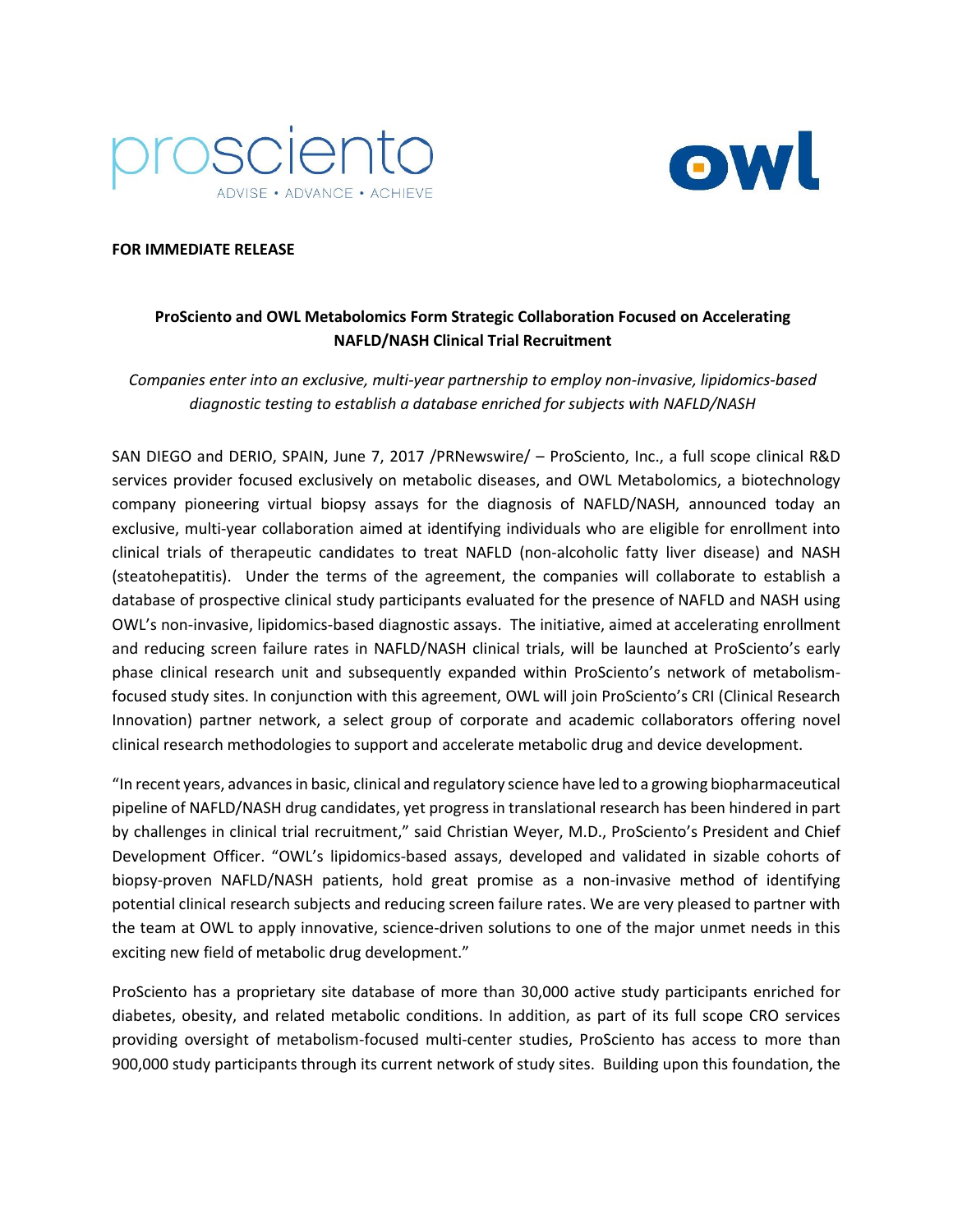proscientο
ADVISE • ADVANCE • ACHIEVE

owl

**FOR IMMEDIATE RELEASE**

**ProScиento and OWL Metabolomics Form Strategic Collaboration Focused on Accelerating NAFLD/NASH Clinical Trial Recruitment**

*Companies enter into an exclusive, multi-year partnership to employ non-invasive, lipidomics-based diagnostic testing to establish a database enriched for subjects with NAFLD/NASH*

SAN DIEGO and DERIO, SPAIN, June 7, 2017 /PRNewswire/ – ProSciento, Inc., a full scope clinical R&D services provider focused exclusively on metabolic diseases, and OWL Metabolomics, a biotechnology company pioneering virtual biopsy assays for the diagnosis of NAFLD/NASH, announced today an exclusive, multi-year collaboration aimed at identifying individuals who are eligible for enrollment into clinical trials of therapeutic candidates to treat NAFLD (non-alcoholic fatty liver disease) and NASH (steatohepatitis). Under the terms of the agreement, the companies will collaborate to establish a database of prospective clinical study participants evaluated for the presence of NAFLD and NASH using OWL's non-invasive, lipidomics-based diagnostic assays. The initiative, aimed at accelerating enrollment and reducing screen failure rates in NAFLD/NASH clinical trials, will be launched at ProSciento's early phase clinical research unit and subsequently expanded within ProSciento's network of metabolism-focused study sites. In conjunction with this agreement, OWL will join ProSciento's CRI (Clinical Research Innovation) partner network, a select group of corporate and academic collaborators offering novel clinical research methodologies to support and accelerate metabolic drug and device development.

"In recent years, advances in basic, clinical and regulatory science have led to a growing biopharmaceutical pipeline of NAFLD/NASH drug candidates, yet progress in translational research has been hindered in part by challenges in clinical trial recruitment," said Christian Weyer, M.D., ProSciento's President and Chief Development Officer. "OWL's lipidomics-based assays, developed and validated in sizable cohorts of biopsy-proven NAFLD/NASH patients, hold great promise as a non-invasive method of identifying potential clinical research subjects and reducing screen failure rates. We are very pleased to partner with the team at OWL to apply innovative, science-driven solutions to one of the major unmet needs in this exciting new field of metabolic drug development."

ProSciento has a proprietary site database of more than 30,000 active study participants enriched for diabetes, obesity, and related metabolic conditions. In addition, as part of its full scope CRO services providing oversight of metabolism-focused multi-center studies, ProSciento has access to more than 900,000 study participants through its current network of study sites. Building upon this foundation, the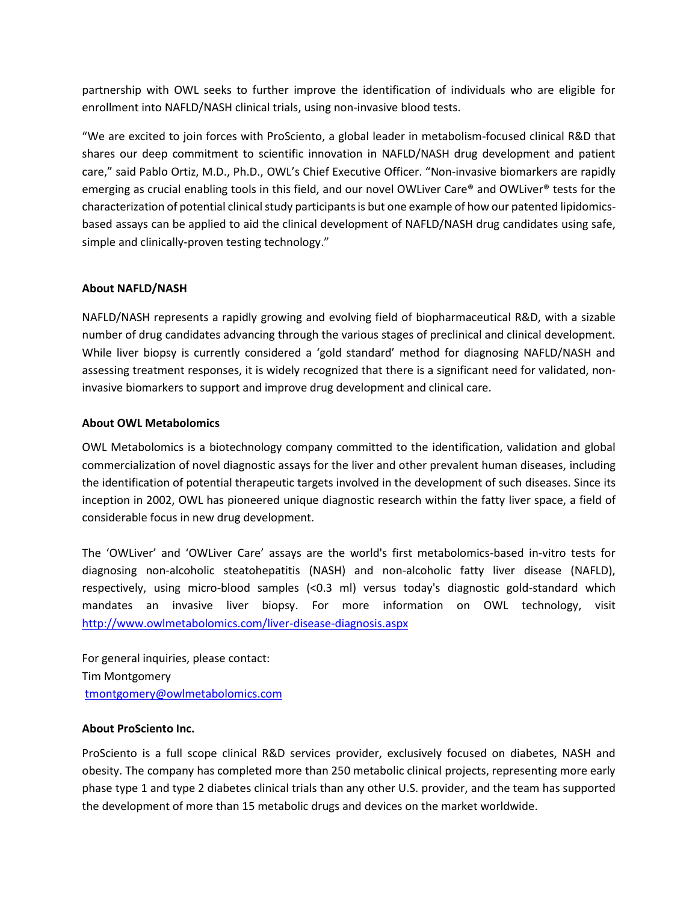partnership with OWL seeks to further improve the identification of individuals who are eligible for enrollment into NAFLD/NASH clinical trials, using non-invasive blood tests.

"We are excited to join forces with ProSciento, a global leader in metabolism-focused clinical R&D that shares our deep commitment to scientific innovation in NAFLD/NASH drug development and patient care," said Pablo Ortiz, M.D., Ph.D., OWL's Chief Executive Officer. "Non-invasive biomarkers are rapidly emerging as crucial enabling tools in this field, and our novel OWLiver Care® and OWLiver® tests for the characterization of potential clinical study participants is but one example of how our patented lipidomics-based assays can be applied to aid the clinical development of NAFLD/NASH drug candidates using safe, simple and clinically-proven testing technology."

**About NAFLD/NASH**

NAFLD/NASH represents a rapidly growing and evolving field of biopharmaceutical R&D, with a sizable number of drug candidates advancing through the various stages of preclinical and clinical development. While liver biopsy is currently considered a 'gold standard' method for diagnosing NAFLD/NASH and assessing treatment responses, it is widely recognized that there is a significant need for validated, non-invasive biomarkers to support and improve drug development and clinical care.

**About OWL Metabolomics**

OWL Metabolomics is a biotechnology company committed to the identification, validation and global commercialization of novel diagnostic assays for the liver and other prevalent human diseases, including the identification of potential therapeutic targets involved in the development of such diseases. Since its inception in 2002, OWL has pioneered unique diagnostic research within the fatty liver space, a field of considerable focus in new drug development.

The 'OWLiver' and 'OWLiver Care' assays are the world's first metabolomics-based in-vitro tests for diagnosing non-alcoholic steatohepatitis (NASH) and non-alcoholic fatty liver disease (NAFLD), respectively, using micro-blood samples (<0.3 ml) versus today's diagnostic gold-standard which mandates an invasive liver biopsy. For more information on OWL technology, visit http://www.owlmetabolomics.com/liver-disease-diagnosis.aspx

For general inquiries, please contact:
Tim Montgomery
tmontgomery@owlmetabolomics.com

**About ProSciento Inc.**

ProSciento is a full scope clinical R&D services provider, exclusively focused on diabetes, NASH and obesity. The company has completed more than 250 metabolic clinical projects, representing more early phase type 1 and type 2 diabetes clinical trials than any other U.S. provider, and the team has supported the development of more than 15 metabolic drugs and devices on the market worldwide.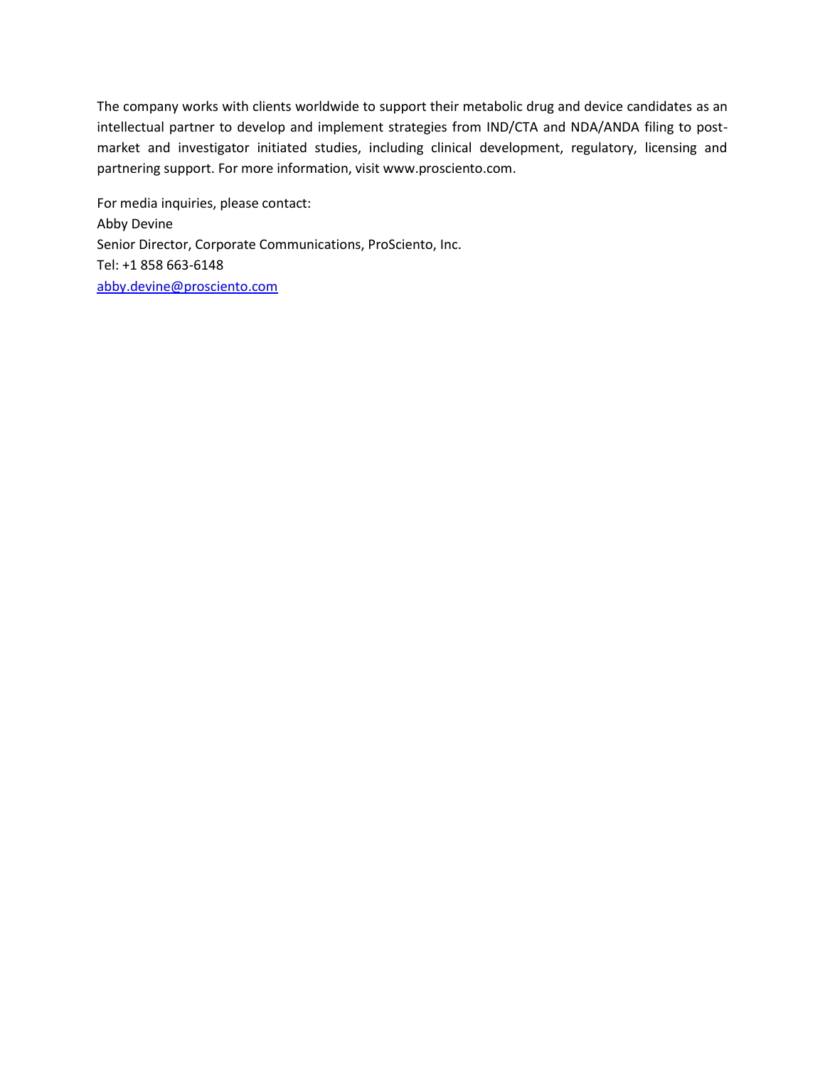The company works with clients worldwide to support their metabolic drug and device candidates as an intellectual partner to develop and implement strategies from IND/CTA and NDA/ANDA filing to post-market and investigator initiated studies, including clinical development, regulatory, licensing and partnering support. For more information, visit www.prosciento.com.

For media inquiries, please contact:
Abby Devine
Senior Director, Corporate Communications, ProSciento, Inc.
Tel: +1 858 663-6148
abby.devine@prosciento.com